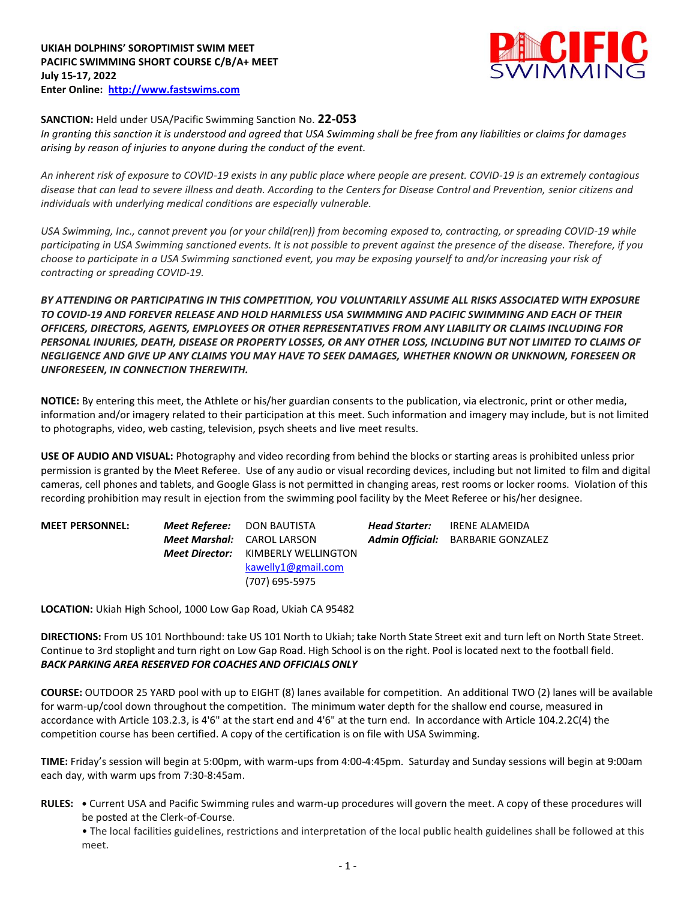**UKIAH DOLPHINS' SOROPTIMIST SWIM MEET**
**PACIFIC SWIMMING SHORT COURSE C/B/A+ MEET**
**July 15-17, 2022**
**Enter Online: [http://www.fastswims.com](http://www.fastswims.com)**

**SANCTION:** Held under USA/Pacific Swimming Sanction No. **22-053**
*In granting this sanction it is understood and agreed that USA Swimming shall be free from any liabilities or claims for damages arising by reason of injuries to anyone during the conduct of the event.*

*An inherent risk of exposure to COVID-19 exists in any public place where people are present. COVID-19 is an extremely contagious disease that can lead to severe illness and death. According to the Centers for Disease Control and Prevention, senior citizens and individuals with underlying medical conditions are especially vulnerable.*

*USA Swimming, Inc., cannot prevent you (or your child(ren)) from becoming exposed to, contracting, or spreading COVID-19 while participating in USA Swimming sanctioned events. It is not possible to prevent against the presence of the disease. Therefore, if you choose to participate in a USA Swimming sanctioned event, you may be exposing yourself to and/or increasing your risk of contracting or spreading COVID-19.*

***BY ATTENDING OR PARTICIPATING IN THIS COMPETITION, YOU VOLUNTARILY ASSUME ALL RISKS ASSOCIATED WITH EXPOSURE TO COVID-19 AND FOREVER RELEASE AND HOLD HARMLESS USA SWIMMING AND PACIFIC SWIMMING AND EACH OF THEIR OFFICERS, DIRECTORS, AGENTS, EMPLOYEES OR OTHER REPRESENTATIVES FROM ANY LIABILITY OR CLAIMS INCLUDING FOR PERSONAL INJURIES, DEATH, DISEASE OR PROPERTY LOSSES, OR ANY OTHER LOSS, INCLUDING BUT NOT LIMITED TO CLAIMS OF NEGLIGENCE AND GIVE UP ANY CLAIMS YOU MAY HAVE TO SEEK DAMAGES, WHETHER KNOWN OR UNKNOWN, FORESEEN OR UNFORESEEN, IN CONNECTION THEREWITH.***

**NOTICE:** By entering this meet, the Athlete or his/her guardian consents to the publication, via electronic, print or other media, information and/or imagery related to their participation at this meet. Such information and imagery may include, but is not limited to photographs, video, web casting, television, psych sheets and live meet results.

**USE OF AUDIO AND VISUAL:** Photography and video recording from behind the blocks or starting areas is prohibited unless prior permission is granted by the Meet Referee. Use of any audio or visual recording devices, including but not limited to film and digital cameras, cell phones and tablets, and Google Glass is not permitted in changing areas, rest rooms or locker rooms. Violation of this recording prohibition may result in ejection from the swimming pool facility by the Meet Referee or his/her designee.

**MEET PERSONNEL:**

***Meet Referee:*** DON BAUTISTA
***Meet Marshal:*** CAROL LARSON
***Meet Director:*** KIMBERLY WELLINGTON, kawelly1@gmail.com, (707) 695-5975
***Head Starter:*** IRENE ALAMEIDA
***Admin Official:*** BARBARIE GONZALEZ

**LOCATION:** Ukiah High School, 1000 Low Gap Road, Ukiah CA 95482

**DIRECTIONS:** From US 101 Northbound: take US 101 North to Ukiah; take North State Street exit and turn left on North State Street. Continue to 3rd stoplight and turn right on Low Gap Road. High School is on the right. Pool is located next to the football field.
***BACK PARKING AREA RESERVED FOR COACHES AND OFFICIALS ONLY***

**COURSE:** OUTDOOR 25 YARD pool with up to EIGHT (8) lanes available for competition. An additional TWO (2) lanes will be available for warm-up/cool down throughout the competition. The minimum water depth for the shallow end course, measured in accordance with Article 103.2.3, is 4'6" at the start end and 4'6" at the turn end. In accordance with Article 104.2.2C(4) the competition course has been certified. A copy of the certification is on file with USA Swimming.

**TIME:** Friday's session will begin at 5:00pm, with warm-ups from 4:00-4:45pm. Saturday and Sunday sessions will begin at 9:00am each day, with warm ups from 7:30-8:45am.

**RULES:**
- Current USA and Pacific Swimming rules and warm-up procedures will govern the meet. A copy of these procedures will be posted at the Clerk-of-Course.
- The local facilities guidelines, restrictions and interpretation of the local public health guidelines shall be followed at this meet.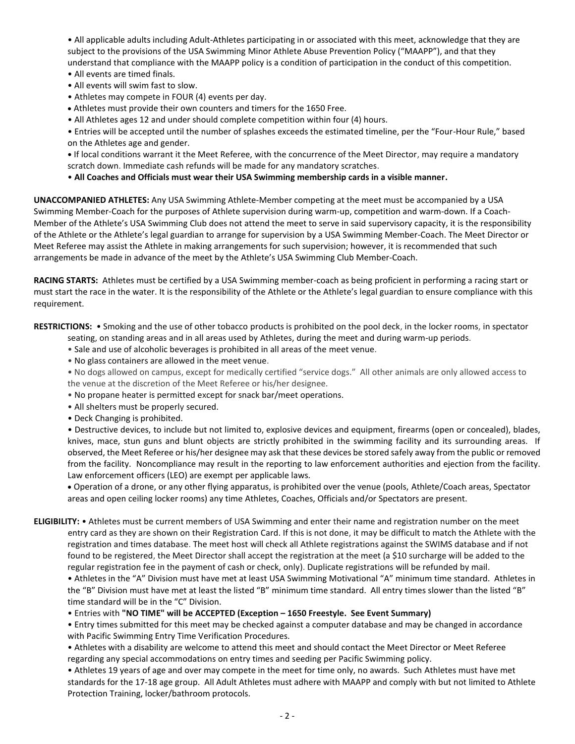- All applicable adults including Adult-Athletes participating in or associated with this meet, acknowledge that they are subject to the provisions of the USA Swimming Minor Athlete Abuse Prevention Policy ("MAAPP"), and that they understand that compliance with the MAAPP policy is a condition of participation in the conduct of this competition.
- All events are timed finals.
- All events will swim fast to slow.
- Athletes may compete in FOUR (4) events per day.
- Athletes must provide their own counters and timers for the 1650 Free.
- All Athletes ages 12 and under should complete competition within four (4) hours.
- Entries will be accepted until the number of splashes exceeds the estimated timeline, per the "Four-Hour Rule," based on the Athletes age and gender.
- If local conditions warrant it the Meet Referee, with the concurrence of the Meet Director, may require a mandatory scratch down. Immediate cash refunds will be made for any mandatory scratches.
- **All Coaches and Officials must wear their USA Swimming membership cards in a visible manner.**

**UNACCOMPANIED ATHLETES:** Any USA Swimming Athlete-Member competing at the meet must be accompanied by a USA Swimming Member-Coach for the purposes of Athlete supervision during warm-up, competition and warm-down. If a Coach-Member of the Athlete's USA Swimming Club does not attend the meet to serve in said supervisory capacity, it is the responsibility of the Athlete or the Athlete's legal guardian to arrange for supervision by a USA Swimming Member-Coach. The Meet Director or Meet Referee may assist the Athlete in making arrangements for such supervision; however, it is recommended that such arrangements be made in advance of the meet by the Athlete's USA Swimming Club Member-Coach.

**RACING STARTS:** Athletes must be certified by a USA Swimming member-coach as being proficient in performing a racing start or must start the race in the water. It is the responsibility of the Athlete or the Athlete's legal guardian to ensure compliance with this requirement.

**RESTRICTIONS:**
- Smoking and the use of other tobacco products is prohibited on the pool deck, in the locker rooms, in spectator seating, on standing areas and in all areas used by Athletes, during the meet and during warm-up periods.
- Sale and use of alcoholic beverages is prohibited in all areas of the meet venue.
- No glass containers are allowed in the meet venue.
- No dogs allowed on campus, except for medically certified "service dogs." All other animals are only allowed access to the venue at the discretion of the Meet Referee or his/her designee.
- No propane heater is permitted except for snack bar/meet operations.
- All shelters must be properly secured.
- Deck Changing is prohibited.
- Destructive devices, to include but not limited to, explosive devices and equipment, firearms (open or concealed), blades, knives, mace, stun guns and blunt objects are strictly prohibited in the swimming facility and its surrounding areas. If observed, the Meet Referee or his/her designee may ask that these devices be stored safely away from the public or removed from the facility. Noncompliance may result in the reporting to law enforcement authorities and ejection from the facility. Law enforcement officers (LEO) are exempt per applicable laws.
- Operation of a drone, or any other flying apparatus, is prohibited over the venue (pools, Athlete/Coach areas, Spectator areas and open ceiling locker rooms) any time Athletes, Coaches, Officials and/or Spectators are present.

**ELIGIBILITY:**
- Athletes must be current members of USA Swimming and enter their name and registration number on the meet entry card as they are shown on their Registration Card. If this is not done, it may be difficult to match the Athlete with the registration and times database. The meet host will check all Athlete registrations against the SWIMS database and if not found to be registered, the Meet Director shall accept the registration at the meet (a $10 surcharge will be added to the regular registration fee in the payment of cash or check, only). Duplicate registrations will be refunded by mail.
- Athletes in the "A" Division must have met at least USA Swimming Motivational "A" minimum time standard. Athletes in the "B" Division must have met at least the listed "B" minimum time standard. All entry times slower than the listed "B" time standard will be in the "C" Division.
- Entries with **"NO TIME" will be ACCEPTED (Exception – 1650 Freestyle. See Event Summary)**
- Entry times submitted for this meet may be checked against a computer database and may be changed in accordance with Pacific Swimming Entry Time Verification Procedures.
- Athletes with a disability are welcome to attend this meet and should contact the Meet Director or Meet Referee regarding any special accommodations on entry times and seeding per Pacific Swimming policy.
- Athletes 19 years of age and over may compete in the meet for time only, no awards. Such Athletes must have met standards for the 17-18 age group. All Adult Athletes must adhere with MAAPP and comply with but not limited to Athlete Protection Training, locker/bathroom protocols.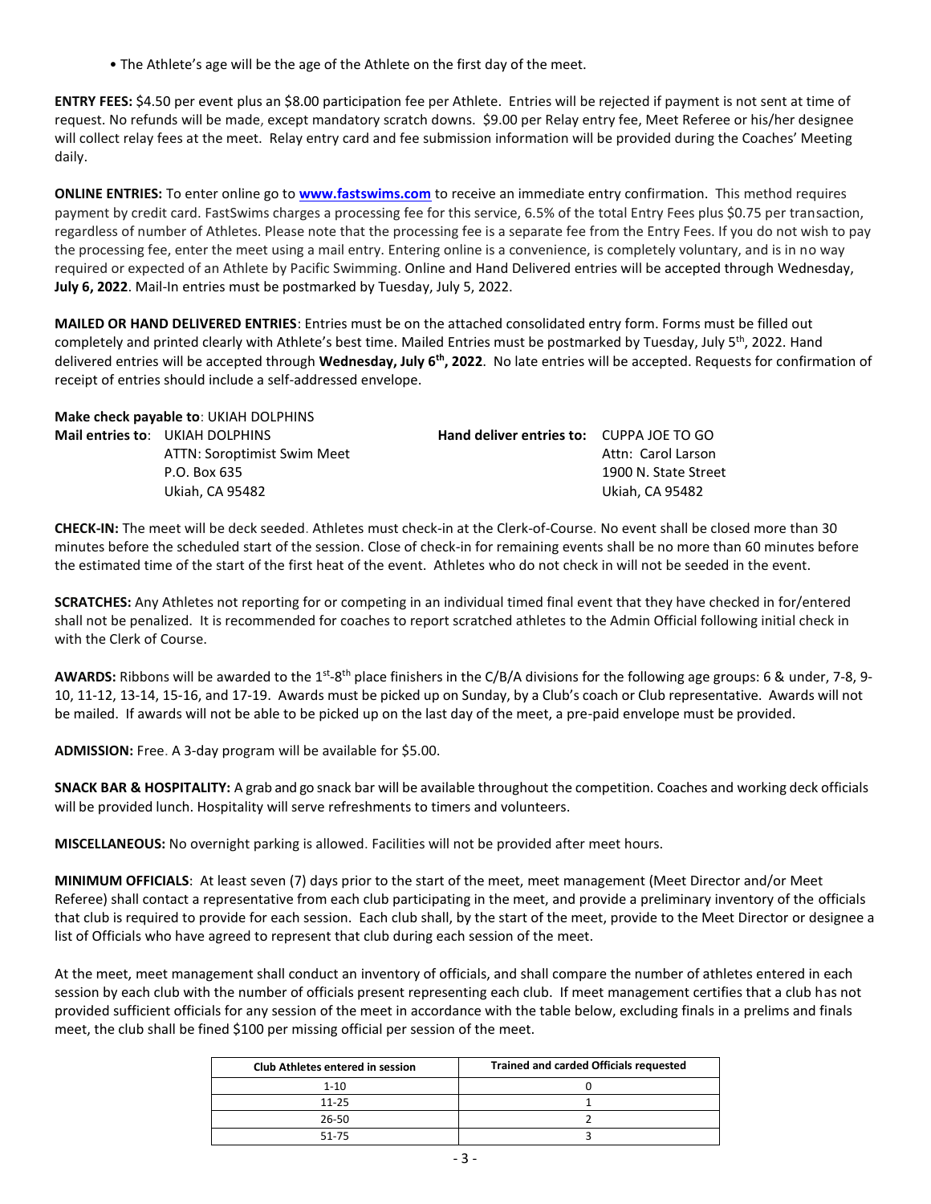- The Athlete's age will be the age of the Athlete on the first day of the meet.

**ENTRY FEES:** $4.50 per event plus an $8.00 participation fee per Athlete. Entries will be rejected if payment is not sent at time of request. No refunds will be made, except mandatory scratch downs. $9.00 per Relay entry fee, Meet Referee or his/her designee will collect relay fees at the meet. Relay entry card and fee submission information will be provided during the Coaches' Meeting daily.

**ONLINE ENTRIES:** To enter online go to **www.fastswims.com** to receive an immediate entry confirmation. This method requires payment by credit card. FastSwims charges a processing fee for this service, 6.5% of the total Entry Fees plus $0.75 per transaction, regardless of number of Athletes. Please note that the processing fee is a separate fee from the Entry Fees. If you do not wish to pay the processing fee, enter the meet using a mail entry. Entering online is a convenience, is completely voluntary, and is in no way required or expected of an Athlete by Pacific Swimming. Online and Hand Delivered entries will be accepted through Wednesday, **July 6, 2022**. Mail-In entries must be postmarked by Tuesday, July 5, 2022.

**MAILED OR HAND DELIVERED ENTRIES**: Entries must be on the attached consolidated entry form. Forms must be filled out completely and printed clearly with Athlete's best time. Mailed Entries must be postmarked by Tuesday, July 5th, 2022. Hand delivered entries will be accepted through **Wednesday, July 6th, 2022**. No late entries will be accepted. Requests for confirmation of receipt of entries should include a self-addressed envelope.

**Make check payable to**: UKIAH DOLPHINS

**Mail entries to**: UKIAH DOLPHINS
ATTN: Soroptimist Swim Meet
P.O. Box 635
Ukiah, CA 95482

**Hand deliver entries to:** CUPPA JOE TO GO
Attn: Carol Larson
1900 N. State Street
Ukiah, CA 95482

**CHECK-IN:** The meet will be deck seeded. Athletes must check-in at the Clerk-of-Course. No event shall be closed more than 30 minutes before the scheduled start of the session. Close of check-in for remaining events shall be no more than 60 minutes before the estimated time of the start of the first heat of the event. Athletes who do not check in will not be seeded in the event.

**SCRATCHES:** Any Athletes not reporting for or competing in an individual timed final event that they have checked in for/entered shall not be penalized. It is recommended for coaches to report scratched athletes to the Admin Official following initial check in with the Clerk of Course.

**AWARDS:** Ribbons will be awarded to the 1st-8th place finishers in the C/B/A divisions for the following age groups: 6 & under, 7-8, 9-10, 11-12, 13-14, 15-16, and 17-19. Awards must be picked up on Sunday, by a Club's coach or Club representative. Awards will not be mailed. If awards will not be able to be picked up on the last day of the meet, a pre-paid envelope must be provided.

**ADMISSION:** Free. A 3-day program will be available for $5.00.

**SNACK BAR & HOSPITALITY:** A grab and go snack bar will be available throughout the competition. Coaches and working deck officials will be provided lunch. Hospitality will serve refreshments to timers and volunteers.

**MISCELLANEOUS:** No overnight parking is allowed. Facilities will not be provided after meet hours.

**MINIMUM OFFICIALS**: At least seven (7) days prior to the start of the meet, meet management (Meet Director and/or Meet Referee) shall contact a representative from each club participating in the meet, and provide a preliminary inventory of the officials that club is required to provide for each session. Each club shall, by the start of the meet, provide to the Meet Director or designee a list of Officials who have agreed to represent that club during each session of the meet.

At the meet, meet management shall conduct an inventory of officials, and shall compare the number of athletes entered in each session by each club with the number of officials present representing each club. If meet management certifies that a club has not provided sufficient officials for any session of the meet in accordance with the table below, excluding finals in a prelims and finals meet, the club shall be fined $100 per missing official per session of the meet.

| Club Athletes entered in session | Trained and carded Officials requested |
|---|---|
| 1-10 | 0 |
| 11-25 | 1 |
| 26-50 | 2 |
| 51-75 | 3 |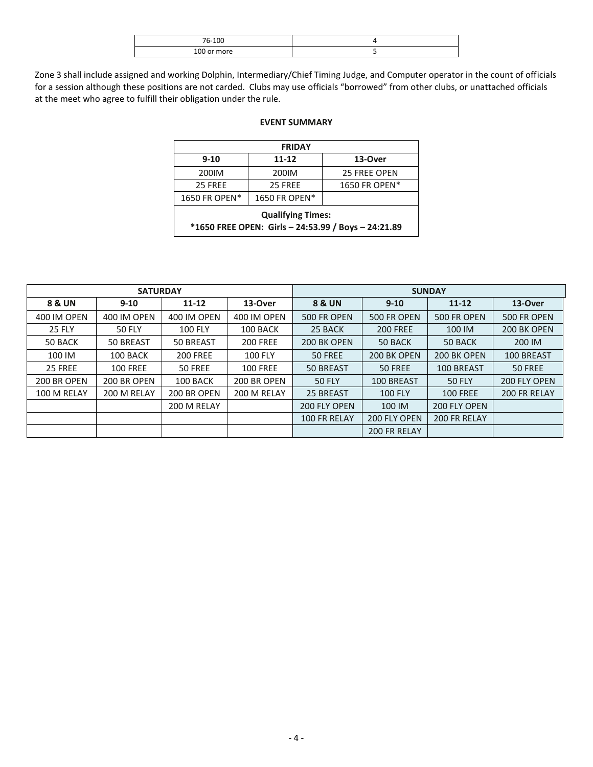| 76-100 | 4 |
|---|---|
| 100 or more | 5 |

Zone 3 shall include assigned and working Dolphin, Intermediary/Chief Timing Judge, and Computer operator in the count of officials for a session although these positions are not carded. Clubs may use officials "borrowed" from other clubs, or unattached officials at the meet who agree to fulfill their obligation under the rule.

**EVENT SUMMARY**

| FRIDAY | | |
|---|---|---|
| **9-10** | **11-12** | **13-Over** |
| 200IM | 200IM | 25 FREE OPEN |
| 25 FREE | 25 FREE | 1650 FR OPEN* |
| 1650 FR OPEN* | 1650 FR OPEN* | |
| **Qualifying Times:** **\*1650 FREE OPEN: Girls – 24:53.99 / Boys – 24:21.89** | | |

| SATURDAY | | | | SUNDAY | | | |
|---|---|---|---|---|---|---|---|
| **8 & UN** | **9-10** | **11-12** | **13-Over** | **8 & UN** | **9-10** | **11-12** | **13-Over** |
| 400 IM OPEN | 400 IM OPEN | 400 IM OPEN | 400 IM OPEN | 500 FR OPEN | 500 FR OPEN | 500 FR OPEN | 500 FR OPEN |
| 25 FLY | 50 FLY | 100 FLY | 100 BACK | 25 BACK | 200 FREE | 100 IM | 200 BK OPEN |
| 50 BACK | 50 BREAST | 50 BREAST | 200 FREE | 200 BK OPEN | 50 BACK | 50 BACK | 200 IM |
| 100 IM | 100 BACK | 200 FREE | 100 FLY | 50 FREE | 200 BK OPEN | 200 BK OPEN | 100 BREAST |
| 25 FREE | 100 FREE | 50 FREE | 100 FREE | 50 BREAST | 50 FREE | 100 BREAST | 50 FREE |
| 200 BR OPEN | 200 BR OPEN | 100 BACK | 200 BR OPEN | 50 FLY | 100 BREAST | 50 FLY | 200 FLY OPEN |
| 100 M RELAY | 200 M RELAY | 200 BR OPEN | 200 M RELAY | 25 BREAST | 100 FLY | 100 FREE | 200 FR RELAY |
| | | 200 M RELAY | | 200 FLY OPEN | 100 IM | 200 FLY OPEN | |
| | | | | 100 FR RELAY | 200 FLY OPEN | 200 FR RELAY | |
| | | | | | 200 FR RELAY | | |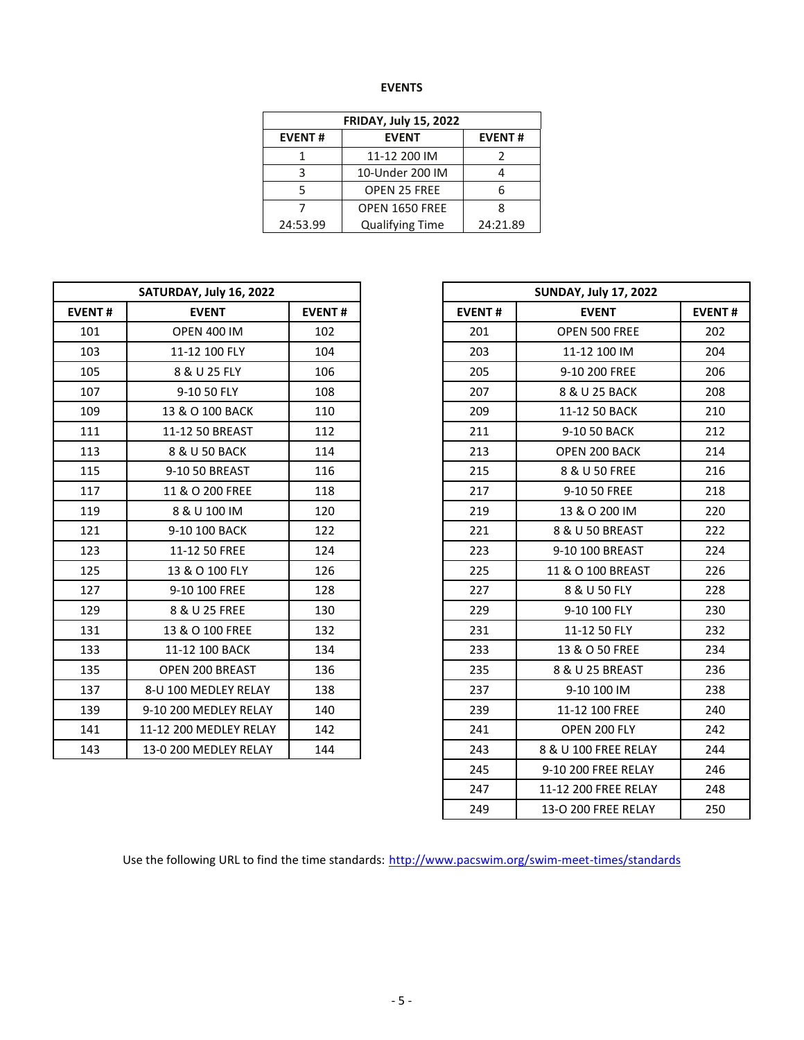## EVENTS

| FRIDAY, July 15, 2022 | | |
|---|---|---|
| **EVENT #** | **EVENT** | **EVENT #** |
| 1 | 11-12 200 IM | 2 |
| 3 | 10-Under 200 IM | 4 |
| 5 | OPEN 25 FREE | 6 |
| 7 | OPEN 1650 FREE | 8 |
| 24:53.99 | Qualifying Time | 24:21.89 |

| SATURDAY, July 16, 2022 | | |
|---|---|---|
| **EVENT #** | **EVENT** | **EVENT #** |
| 101 | OPEN 400 IM | 102 |
| 103 | 11-12 100 FLY | 104 |
| 105 | 8 & U 25 FLY | 106 |
| 107 | 9-10 50 FLY | 108 |
| 109 | 13 & O 100 BACK | 110 |
| 111 | 11-12 50 BREAST | 112 |
| 113 | 8 & U 50 BACK | 114 |
| 115 | 9-10 50 BREAST | 116 |
| 117 | 11 & O 200 FREE | 118 |
| 119 | 8 & U 100 IM | 120 |
| 121 | 9-10 100 BACK | 122 |
| 123 | 11-12 50 FREE | 124 |
| 125 | 13 & O 100 FLY | 126 |
| 127 | 9-10 100 FREE | 128 |
| 129 | 8 & U 25 FREE | 130 |
| 131 | 13 & O 100 FREE | 132 |
| 133 | 11-12 100 BACK | 134 |
| 135 | OPEN 200 BREAST | 136 |
| 137 | 8-U 100 MEDLEY RELAY | 138 |
| 139 | 9-10 200 MEDLEY RELAY | 140 |
| 141 | 11-12 200 MEDLEY RELAY | 142 |
| 143 | 13-0 200 MEDLEY RELAY | 144 |

| SUNDAY, July 17, 2022 | | |
|---|---|---|
| **EVENT #** | **EVENT** | **EVENT #** |
| 201 | OPEN 500 FREE | 202 |
| 203 | 11-12 100 IM | 204 |
| 205 | 9-10 200 FREE | 206 |
| 207 | 8 & U 25 BACK | 208 |
| 209 | 11-12 50 BACK | 210 |
| 211 | 9-10 50 BACK | 212 |
| 213 | OPEN 200 BACK | 214 |
| 215 | 8 & U 50 FREE | 216 |
| 217 | 9-10 50 FREE | 218 |
| 219 | 13 & O 200 IM | 220 |
| 221 | 8 & U 50 BREAST | 222 |
| 223 | 9-10 100 BREAST | 224 |
| 225 | 11 & O 100 BREAST | 226 |
| 227 | 8 & U 50 FLY | 228 |
| 229 | 9-10 100 FLY | 230 |
| 231 | 11-12 50 FLY | 232 |
| 233 | 13 & O 50 FREE | 234 |
| 235 | 8 & U 25 BREAST | 236 |
| 237 | 9-10 100 IM | 238 |
| 239 | 11-12 100 FREE | 240 |
| 241 | OPEN 200 FLY | 242 |
| 243 | 8 & U 100 FREE RELAY | 244 |
| 245 | 9-10 200 FREE RELAY | 246 |
| 247 | 11-12 200 FREE RELAY | 248 |
| 249 | 13-O 200 FREE RELAY | 250 |

Use the following URL to find the time standards: http://www.pacswim.org/swim-meet-times/standards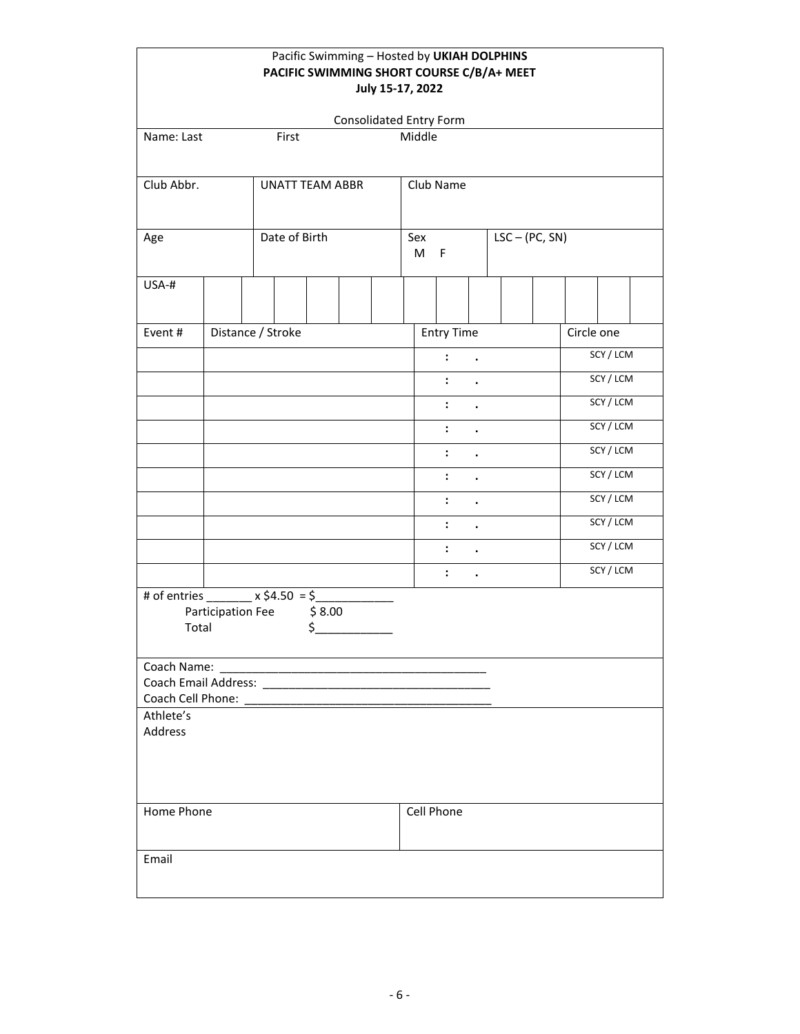Pacific Swimming – Hosted by **UKIAH DOLPHINS**

**PACIFIC SWIMMING SHORT COURSE C/B/A+ MEET**

**July 15-17, 2022**

Consolidated Entry Form

| | | |
|---|---|---|
| Name: Last | First | Middle |
| Club Abbr. | UNATT TEAM ABBR | Club Name |
| Age | Date of Birth | Sex M F / LSC – (PC, SN) |
| USA-# | | |

| Event # | Distance / Stroke | Entry Time | Circle one |
|---|---|---|---|
| | | : . | SCY / LCM |
| | | : . | SCY / LCM |
| | | : . | SCY / LCM |
| | | : . | SCY / LCM |
| | | : . | SCY / LCM |
| | | : . | SCY / LCM |
| | | : . | SCY / LCM |
| | | : . | SCY / LCM |
| | | : . | SCY / LCM |
| | | : . | SCY / LCM |

# of entries _______ x $4.50 = $____________

Participation Fee $ 8.00

Total $____________

Coach Name: ________________________________________

Coach Email Address: ___________________________________

Coach Cell Phone: ______________________________________

Athlete's Address

| | |
|---|---|
| Home Phone | Cell Phone |

Email